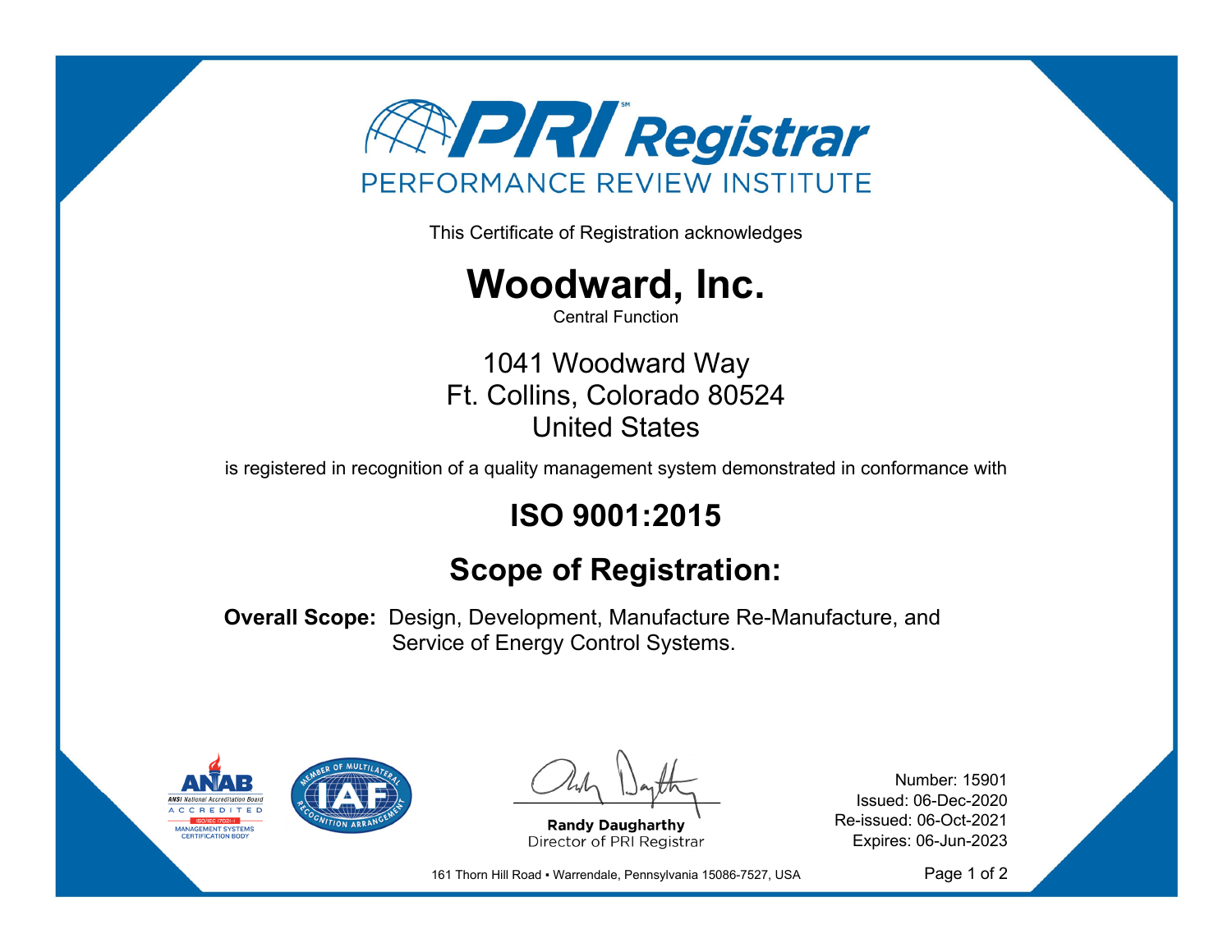# PRI Registrar

PERFORMANCE REVIEW INSTITUTE

This Certificate of Registration acknowledges

# Woodward, Inc.

Central Function

1041 Woodward Way
Ft. Collins, Colorado 80524
United States

is registered in recognition of a quality management system demonstrated in conformance with

## ISO 9001:2015

## Scope of Registration:

**Overall Scope:** Design, Development, Manufacture Re-Manufacture, and Service of Energy Control Systems.

ANAB — ANSI National Accreditation Board — ACCREDITED — ISO/IEC 17021-1 — MANAGEMENT SYSTEMS CERTIFICATION BODY

IAF — MEMBER OF MULTILATERAL RECOGNITION ARRANGEMENT

**Randy Daugharthy**
Director of PRI Registrar

Number: 15901
Issued: 06-Dec-2020
Re-issued: 06-Oct-2021
Expires: 06-Jun-2023

161 Thorn Hill Road • Warrendale, Pennsylvania 15086-7527, USA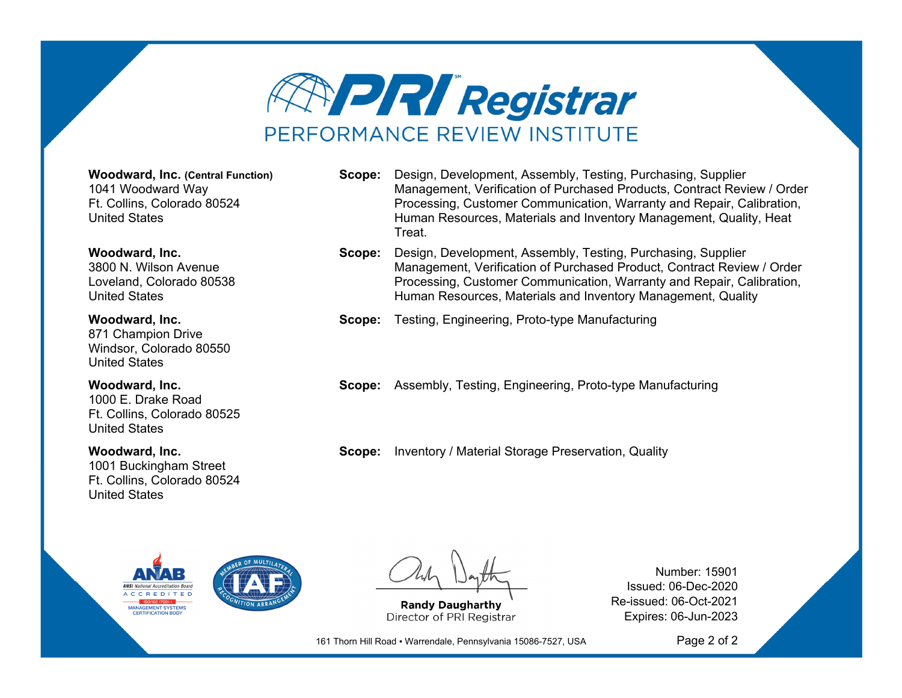# PRI Registrar

PERFORMANCE REVIEW INSTITUTE

| | |
|---|---|
| **Woodward, Inc. (Central Function)**<br>1041 Woodward Way<br>Ft. Collins, Colorado 80524<br>United States | **Scope:** Design, Development, Assembly, Testing, Purchasing, Supplier Management, Verification of Purchased Products, Contract Review / Order Processing, Customer Communication, Warranty and Repair, Calibration, Human Resources, Materials and Inventory Management, Quality, Heat Treat. |
| **Woodward, Inc.**<br>3800 N. Wilson Avenue<br>Loveland, Colorado 80538<br>United States | **Scope:** Design, Development, Assembly, Testing, Purchasing, Supplier Management, Verification of Purchased Product, Contract Review / Order Processing, Customer Communication, Warranty and Repair, Calibration, Human Resources, Materials and Inventory Management, Quality |
| **Woodward, Inc.**<br>871 Champion Drive<br>Windsor, Colorado 80550<br>United States | **Scope:** Testing, Engineering, Proto-type Manufacturing |
| **Woodward, Inc.**<br>1000 E. Drake Road<br>Ft. Collins, Colorado 80525<br>United States | **Scope:** Assembly, Testing, Engineering, Proto-type Manufacturing |
| **Woodward, Inc.**<br>1001 Buckingham Street<br>Ft. Collins, Colorado 80524<br>United States | **Scope:** Inventory / Material Storage Preservation, Quality |

ANAB ANSI National Accreditation Board ACCREDITED ISO/IEC 17021-1 MANAGEMENT SYSTEMS CERTIFICATION BODY

IAF MEMBER OF MULTILATERAL RECOGNITION ARRANGEMENT

**Randy Daugharthy**
Director of PRI Registrar

Number: 15901
Issued: 06-Dec-2020
Re-issued: 06-Oct-2021
Expires: 06-Jun-2023

161 Thorn Hill Road ▪ Warrendale, Pennsylvania 15086-7527, USA